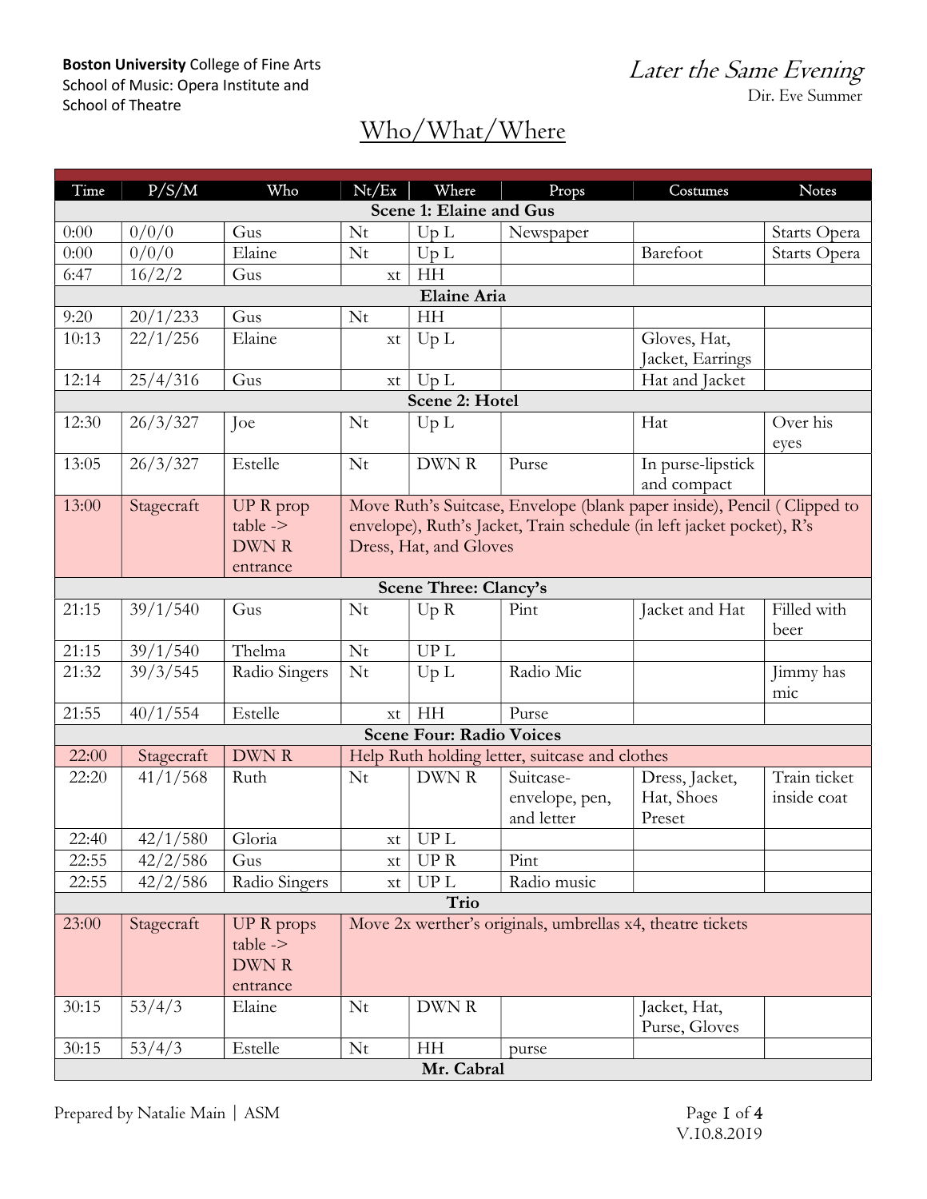**Boston University** College of Fine Arts
School of Music: Opera Institute and
School of Theatre

*Later the Same Evening*
Dir. Eve Summer

# Who/What/Where

| Time | P/S/M | Who | Nt/Ex | Where | Props | Costumes | Notes |
|---|---|---|---|---|---|---|---|
| **Scene 1: Elaine and Gus** | | | | | | | |
| 0:00 | 0/0/0 | Gus | Nt | Up L | Newspaper | | Starts Opera |
| 0:00 | 0/0/0 | Elaine | Nt | Up L | | Barefoot | Starts Opera |
| 6:47 | 16/2/2 | Gus | xt | HH | | | |
| **Elaine Aria** | | | | | | | |
| 9:20 | 20/1/233 | Gus | Nt | HH | | | |
| 10:13 | 22/1/256 | Elaine | xt | Up L | | Gloves, Hat, Jacket, Earrings | |
| 12:14 | 25/4/316 | Gus | xt | Up L | | Hat and Jacket | |
| **Scene 2: Hotel** | | | | | | | |
| 12:30 | 26/3/327 | Joe | Nt | Up L | | Hat | Over his eyes |
| 13:05 | 26/3/327 | Estelle | Nt | DWN R | Purse | In purse-lipstick and compact | |
| 13:00 | Stagecraft | UP R prop table -> DWN R entrance | Move Ruth's Suitcase, Envelope (blank paper inside), Pencil ( Clipped to envelope), Ruth's Jacket, Train schedule (in left jacket pocket), R's Dress, Hat, and Gloves | | | | |
| **Scene Three: Clancy's** | | | | | | | |
| 21:15 | 39/1/540 | Gus | Nt | Up R | Pint | Jacket and Hat | Filled with beer |
| 21:15 | 39/1/540 | Thelma | Nt | UP L | | | |
| 21:32 | 39/3/545 | Radio Singers | Nt | Up L | Radio Mic | | Jimmy has mic |
| 21:55 | 40/1/554 | Estelle | xt | HH | Purse | | |
| **Scene Four: Radio Voices** | | | | | | | |
| 22:00 | Stagecraft | DWN R | Help Ruth holding letter, suitcase and clothes | | | | |
| 22:20 | 41/1/568 | Ruth | Nt | DWN R | Suitcase- envelope, pen, and letter | Dress, Jacket, Hat, Shoes Preset | Train ticket inside coat |
| 22:40 | 42/1/580 | Gloria | xt | UP L | | | |
| 22:55 | 42/2/586 | Gus | xt | UP R | Pint | | |
| 22:55 | 42/2/586 | Radio Singers | xt | UP L | Radio music | | |
| **Trio** | | | | | | | |
| 23:00 | Stagecraft | UP R props table -> DWN R entrance | Move 2x werther's originals, umbrellas x4, theatre tickets | | | | |
| 30:15 | 53/4/3 | Elaine | Nt | DWN R | | Jacket, Hat, Purse, Gloves | |
| 30:15 | 53/4/3 | Estelle | Nt | HH | purse | | |
| **Mr. Cabral** | | | | | | | |

Prepared by Natalie Main | ASM

V.10.8.2019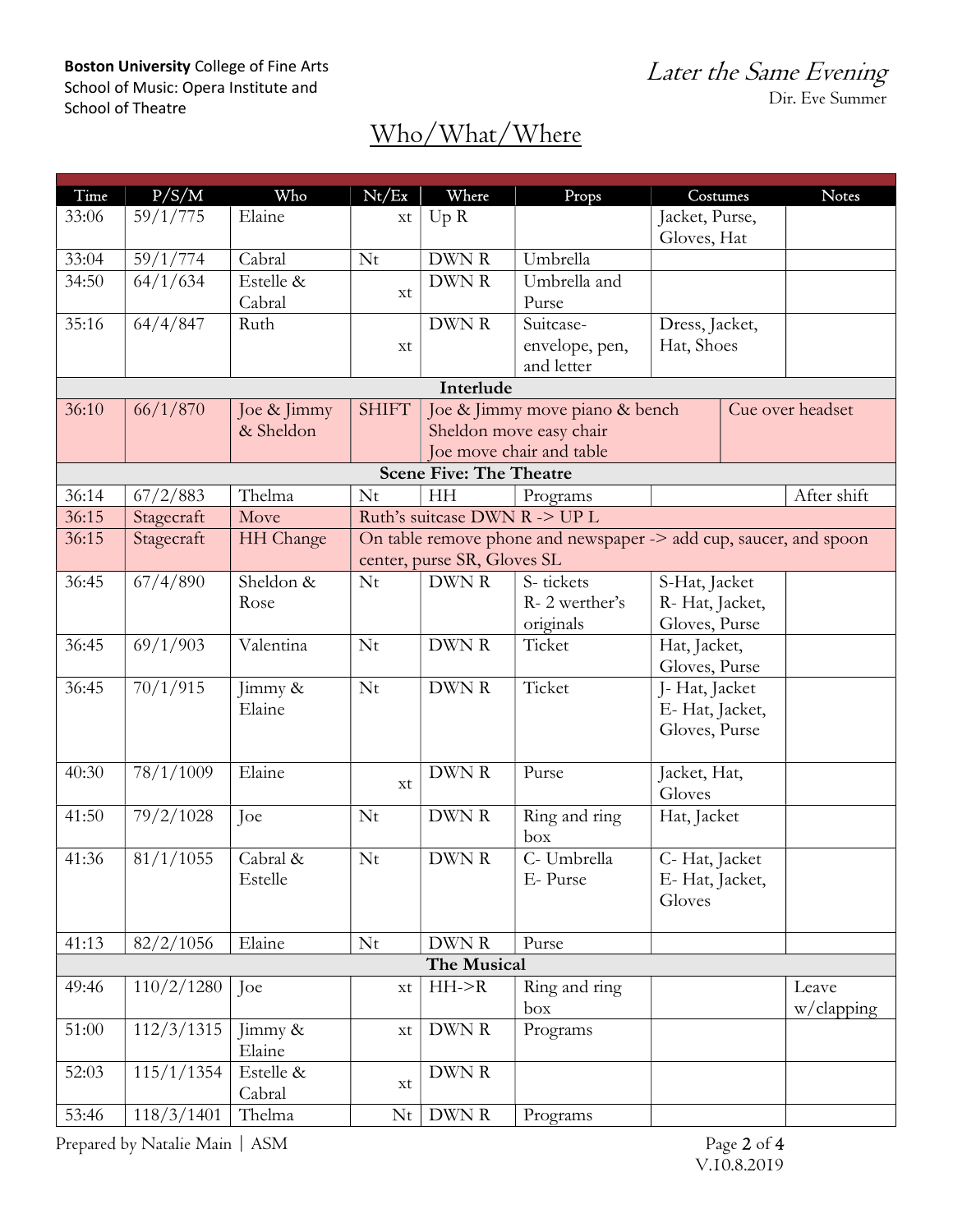**Boston University** College of Fine Arts
School of Music: Opera Institute and
School of Theatre

*Later the Same Evening*
Dir. Eve Summer

# Who/What/Where

| Time | P/S/M | Who | Nt/Ex | Where | Props | Costumes | Notes |
|---|---|---|---|---|---|---|---|
| 33:06 | 59/1/775 | Elaine | xt | Up R | | Jacket, Purse, Gloves, Hat | |
| 33:04 | 59/1/774 | Cabral | Nt | DWN R | Umbrella | | |
| 34:50 | 64/1/634 | Estelle & Cabral | xt | DWN R | Umbrella and Purse | | |
| 35:16 | 64/4/847 | Ruth | xt | DWN R | Suitcase- envelope, pen, and letter | Dress, Jacket, Hat, Shoes | |
| **Interlude** | | | | | | | |
| 36:10 | 66/1/870 | Joe & Jimmy & Sheldon | SHIFT | Joe & Jimmy move piano & bench Sheldon move easy chair Joe move chair and table | | | Cue over headset |
| **Scene Five: The Theatre** | | | | | | | |
| 36:14 | 67/2/883 | Thelma | Nt | HH | Programs | | After shift |
| 36:15 | Stagecraft | Move | Ruth's suitcase DWN R -> UP L | | | | |
| 36:15 | Stagecraft | HH Change | On table remove phone and newspaper -> add cup, saucer, and spoon center, purse SR, Gloves SL | | | | |
| 36:45 | 67/4/890 | Sheldon & Rose | Nt | DWN R | S- tickets R- 2 werther's originals | S-Hat, Jacket R- Hat, Jacket, Gloves, Purse | |
| 36:45 | 69/1/903 | Valentina | Nt | DWN R | Ticket | Hat, Jacket, Gloves, Purse | |
| 36:45 | 70/1/915 | Jimmy & Elaine | Nt | DWN R | Ticket | J- Hat, Jacket E- Hat, Jacket, Gloves, Purse | |
| 40:30 | 78/1/1009 | Elaine | xt | DWN R | Purse | Jacket, Hat, Gloves | |
| 41:50 | 79/2/1028 | Joe | Nt | DWN R | Ring and ring box | Hat, Jacket | |
| 41:36 | 81/1/1055 | Cabral & Estelle | Nt | DWN R | C- Umbrella E- Purse | C- Hat, Jacket E- Hat, Jacket, Gloves | |
| 41:13 | 82/2/1056 | Elaine | Nt | DWN R | Purse | | |
| **The Musical** | | | | | | | |
| 49:46 | 110/2/1280 | Joe | xt | HH->R | Ring and ring box | | Leave w/clapping |
| 51:00 | 112/3/1315 | Jimmy & Elaine | xt | DWN R | Programs | | |
| 52:03 | 115/1/1354 | Estelle & Cabral | xt | DWN R | | | |
| 53:46 | 118/3/1401 | Thelma | Nt | DWN R | Programs | | |

Prepared by Natalie Main | ASM

V.10.8.2019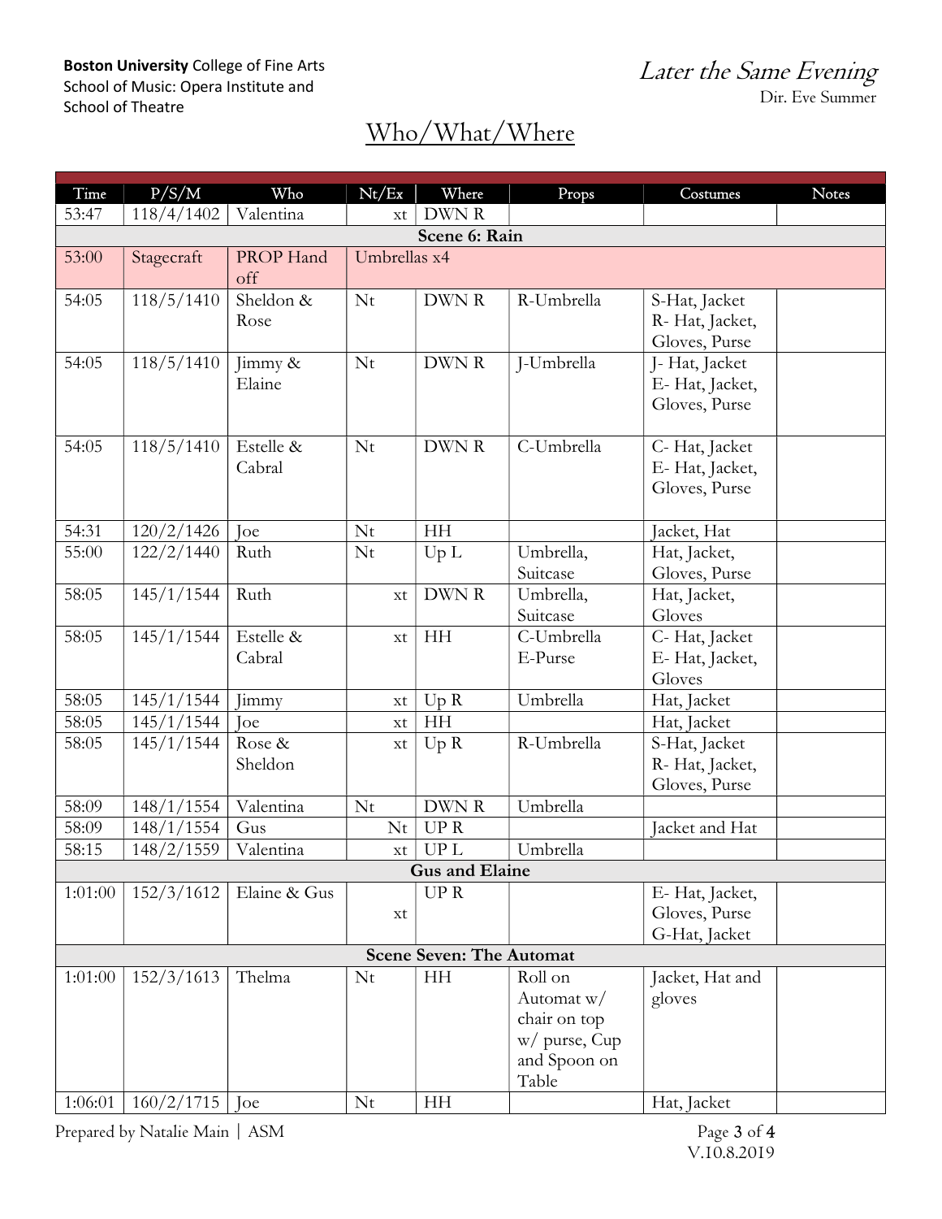**Boston University** College of Fine Arts
School of Music: Opera Institute and
School of Theatre

*Later the Same Evening*
Dir. Eve Summer

# Who/What/Where

| Time | P/S/M | Who | Nt/Ex | Where | Props | Costumes | Notes |
|---|---|---|---|---|---|---|---|
| 53:47 | 118/4/1402 | Valentina | xt | DWN R | | | |
| **Scene 6: Rain** | | | | | | | |
| 53:00 | Stagecraft | PROP Hand off | Umbrellas x4 | | | | |
| 54:05 | 118/5/1410 | Sheldon & Rose | Nt | DWN R | R-Umbrella | S-Hat, Jacket R- Hat, Jacket, Gloves, Purse | |
| 54:05 | 118/5/1410 | Jimmy & Elaine | Nt | DWN R | J-Umbrella | J- Hat, Jacket E- Hat, Jacket, Gloves, Purse | |
| 54:05 | 118/5/1410 | Estelle & Cabral | Nt | DWN R | C-Umbrella | C- Hat, Jacket E- Hat, Jacket, Gloves, Purse | |
| 54:31 | 120/2/1426 | Joe | Nt | HH | | Jacket, Hat | |
| 55:00 | 122/2/1440 | Ruth | Nt | Up L | Umbrella, Suitcase | Hat, Jacket, Gloves, Purse | |
| 58:05 | 145/1/1544 | Ruth | xt | DWN R | Umbrella, Suitcase | Hat, Jacket, Gloves | |
| 58:05 | 145/1/1544 | Estelle & Cabral | xt | HH | C-Umbrella E-Purse | C- Hat, Jacket E- Hat, Jacket, Gloves | |
| 58:05 | 145/1/1544 | Jimmy | xt | Up R | Umbrella | Hat, Jacket | |
| 58:05 | 145/1/1544 | Joe | xt | HH | | Hat, Jacket | |
| 58:05 | 145/1/1544 | Rose & Sheldon | xt | Up R | R-Umbrella | S-Hat, Jacket R- Hat, Jacket, Gloves, Purse | |
| 58:09 | 148/1/1554 | Valentina | Nt | DWN R | Umbrella | | |
| 58:09 | 148/1/1554 | Gus | Nt | UP R | | Jacket and Hat | |
| 58:15 | 148/2/1559 | Valentina | xt | UP L | Umbrella | | |
| **Gus and Elaine** | | | | | | | |
| 1:01:00 | 152/3/1612 | Elaine & Gus | xt | UP R | | E- Hat, Jacket, Gloves, Purse G-Hat, Jacket | |
| **Scene Seven: The Automat** | | | | | | | |
| 1:01:00 | 152/3/1613 | Thelma | Nt | HH | Roll on Automat w/ chair on top w/ purse, Cup and Spoon on Table | Jacket, Hat and gloves | |
| 1:06:01 | 160/2/1715 | Joe | Nt | HH | | Hat, Jacket | |

Prepared by Natalie Main | ASM

V.10.8.2019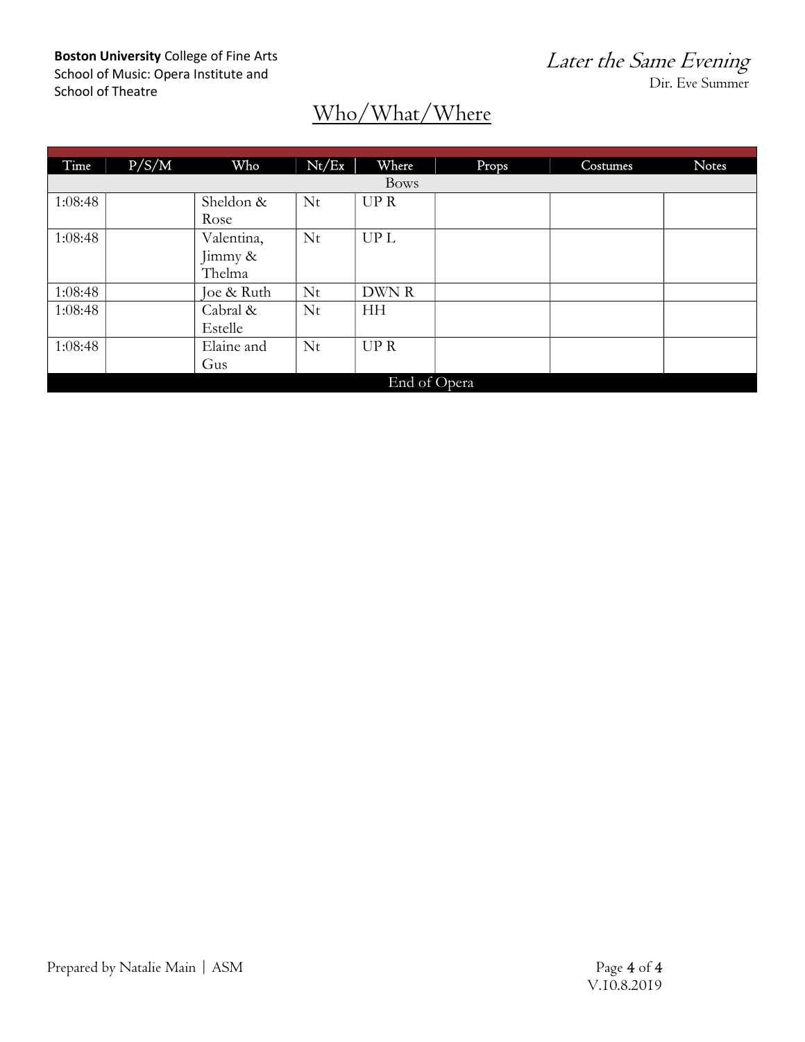**Boston University** College of Fine Arts
School of Music: Opera Institute and
School of Theatre

*Later the Same Evening*
Dir. Eve Summer

# Who/What/Where

| Time | P/S/M | Who | Nt/Ex | Where | Props | Costumes | Notes |
|---|---|---|---|---|---|---|---|
| | | | | Bows | | | |
| 1:08:48 | | Sheldon & Rose | Nt | UP R | | | |
| 1:08:48 | | Valentina, Jimmy & Thelma | Nt | UP L | | | |
| 1:08:48 | | Joe & Ruth | Nt | DWN R | | | |
| 1:08:48 | | Cabral & Estelle | Nt | HH | | | |
| 1:08:48 | | Elaine and Gus | Nt | UP R | | | |
| | | | | End of Opera | | | |

Prepared by Natalie Main | ASM

V.10.8.2019